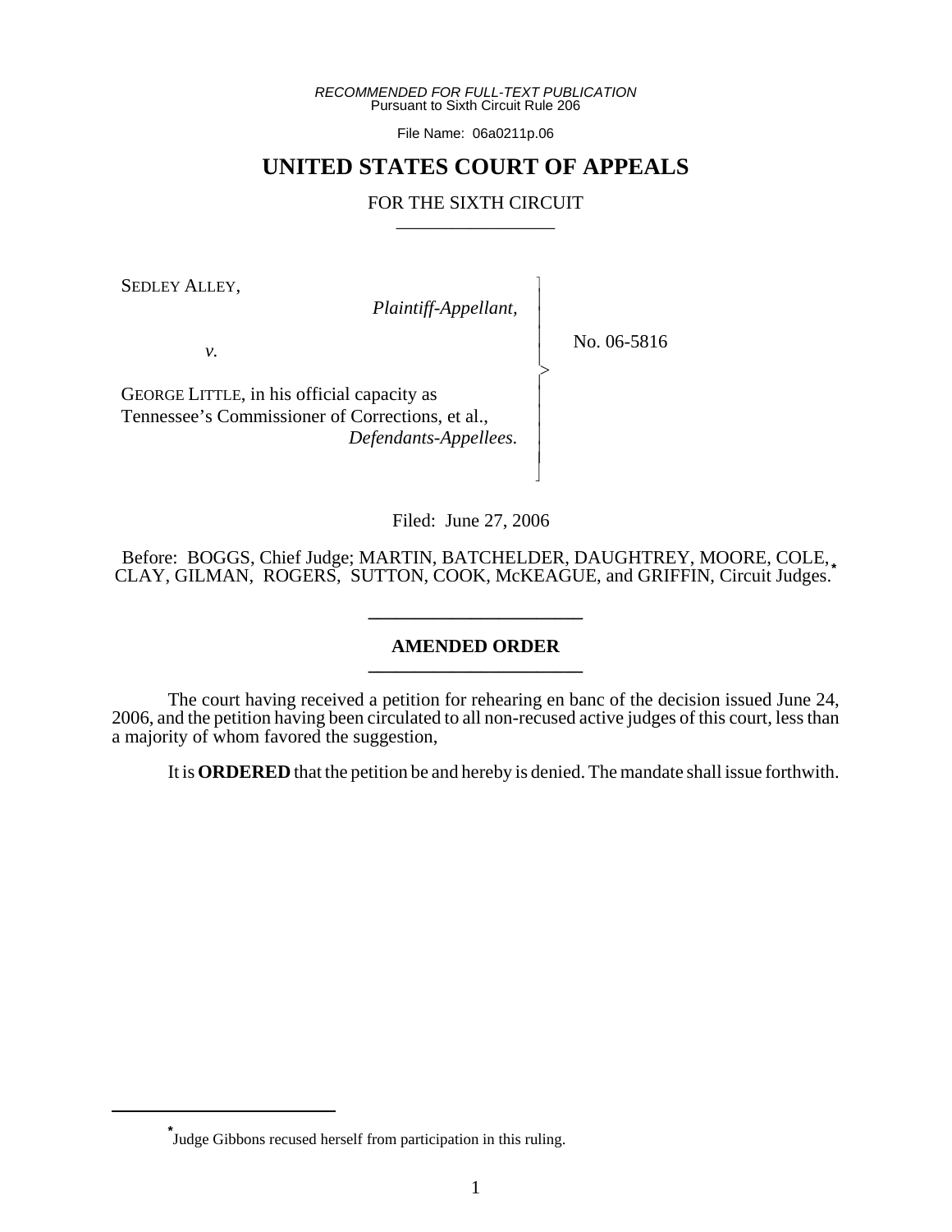*RECOMMENDED FOR FULL-TEXT PUBLICATION*
Pursuant to Sixth Circuit Rule 206

File Name: 06a0211p.06

# UNITED STATES COURT OF APPEALS

## FOR THE SIXTH CIRCUIT

SEDLEY ALLEY,
*Plaintiff-Appellant,*

*v.*

GEORGE LITTLE, in his official capacity as Tennessee's Commissioner of Corrections, et al.,
*Defendants-Appellees.*

No. 06-5816

Filed: June 27, 2006

Before: BOGGS, Chief Judge; MARTIN, BATCHELDER, DAUGHTREY, MOORE, COLE, CLAY, GILMAN, ROGERS, SUTTON, COOK, McKEAGUE, and GRIFFIN, Circuit Judges.[*]

## AMENDED ORDER

The court having received a petition for rehearing en banc of the decision issued June 24, 2006, and the petition having been circulated to all non-recused active judges of this court, less than a majority of whom favored the suggestion,

It is **ORDERED** that the petition be and hereby is denied. The mandate shall issue forthwith.

---

[*] Judge Gibbons recused herself from participation in this ruling.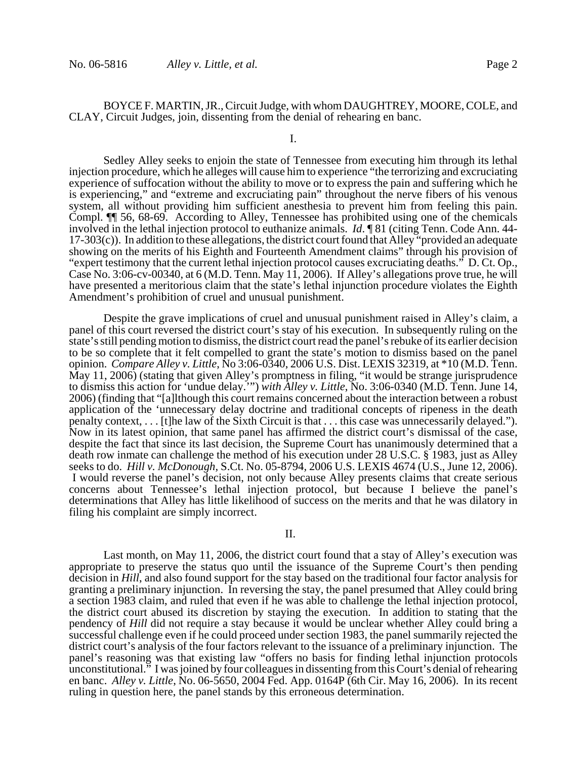BOYCE F. MARTIN, JR., Circuit Judge, with whom DAUGHTREY, MOORE, COLE, and CLAY, Circuit Judges, join, dissenting from the denial of rehearing en banc.

I.

Sedley Alley seeks to enjoin the state of Tennessee from executing him through its lethal injection procedure, which he alleges will cause him to experience "the terrorizing and excruciating experience of suffocation without the ability to move or to express the pain and suffering which he is experiencing," and "extreme and excruciating pain" throughout the nerve fibers of his venous system, all without providing him sufficient anesthesia to prevent him from feeling this pain. Compl. ¶¶ 56, 68-69. According to Alley, Tennessee has prohibited using one of the chemicals involved in the lethal injection protocol to euthanize animals. *Id*. ¶ 81 (citing Tenn. Code Ann. 44-17-303(c)). In addition to these allegations, the district court found that Alley "provided an adequate showing on the merits of his Eighth and Fourteenth Amendment claims" through his provision of "expert testimony that the current lethal injection protocol causes excruciating deaths." D. Ct. Op., Case No. 3:06-cv-00340, at 6 (M.D. Tenn. May 11, 2006). If Alley's allegations prove true, he will have presented a meritorious claim that the state's lethal injunction procedure violates the Eighth Amendment's prohibition of cruel and unusual punishment.

Despite the grave implications of cruel and unusual punishment raised in Alley's claim, a panel of this court reversed the district court's stay of his execution. In subsequently ruling on the state's still pending motion to dismiss, the district court read the panel's rebuke of its earlier decision to be so complete that it felt compelled to grant the state's motion to dismiss based on the panel opinion. *Compare Alley v. Little*, No 3:06-0340, 2006 U.S. Dist. LEXIS 32319, at *10 (M.D. Tenn. May 11, 2006) (stating that given Alley's promptness in filing, "it would be strange jurisprudence to dismiss this action for 'undue delay.'") *with Alley v. Little*, No. 3:06-0340 (M.D. Tenn. June 14, 2006) (finding that "[a]lthough this court remains concerned about the interaction between a robust application of the 'unnecessary delay doctrine and traditional concepts of ripeness in the death penalty context, . . . [t]he law of the Sixth Circuit is that . . . this case was unnecessarily delayed."). Now in its latest opinion, that same panel has affirmed the district court's dismissal of the case, despite the fact that since its last decision, the Supreme Court has unanimously determined that a death row inmate can challenge the method of his execution under 28 U.S.C. § 1983, just as Alley seeks to do. *Hill v. McDonough,* S.Ct. No. 05-8794, 2006 U.S. LEXIS 4674 (U.S., June 12, 2006). I would reverse the panel's decision, not only because Alley presents claims that create serious concerns about Tennessee's lethal injection protocol, but because I believe the panel's determinations that Alley has little likelihood of success on the merits and that he was dilatory in filing his complaint are simply incorrect.

II.

Last month, on May 11, 2006, the district court found that a stay of Alley's execution was appropriate to preserve the status quo until the issuance of the Supreme Court's then pending decision in *Hill*, and also found support for the stay based on the traditional four factor analysis for granting a preliminary injunction. In reversing the stay, the panel presumed that Alley could bring a section 1983 claim, and ruled that even if he was able to challenge the lethal injection protocol, the district court abused its discretion by staying the execution. In addition to stating that the pendency of *Hill* did not require a stay because it would be unclear whether Alley could bring a successful challenge even if he could proceed under section 1983, the panel summarily rejected the district court's analysis of the four factors relevant to the issuance of a preliminary injunction. The panel's reasoning was that existing law "offers no basis for finding lethal injunction protocols unconstitutional." I was joined by four colleagues in dissenting from this Court's denial of rehearing en banc. *Alley v. Little*, No. 06-5650, 2004 Fed. App. 0164P (6th Cir. May 16, 2006). In its recent ruling in question here, the panel stands by this erroneous determination.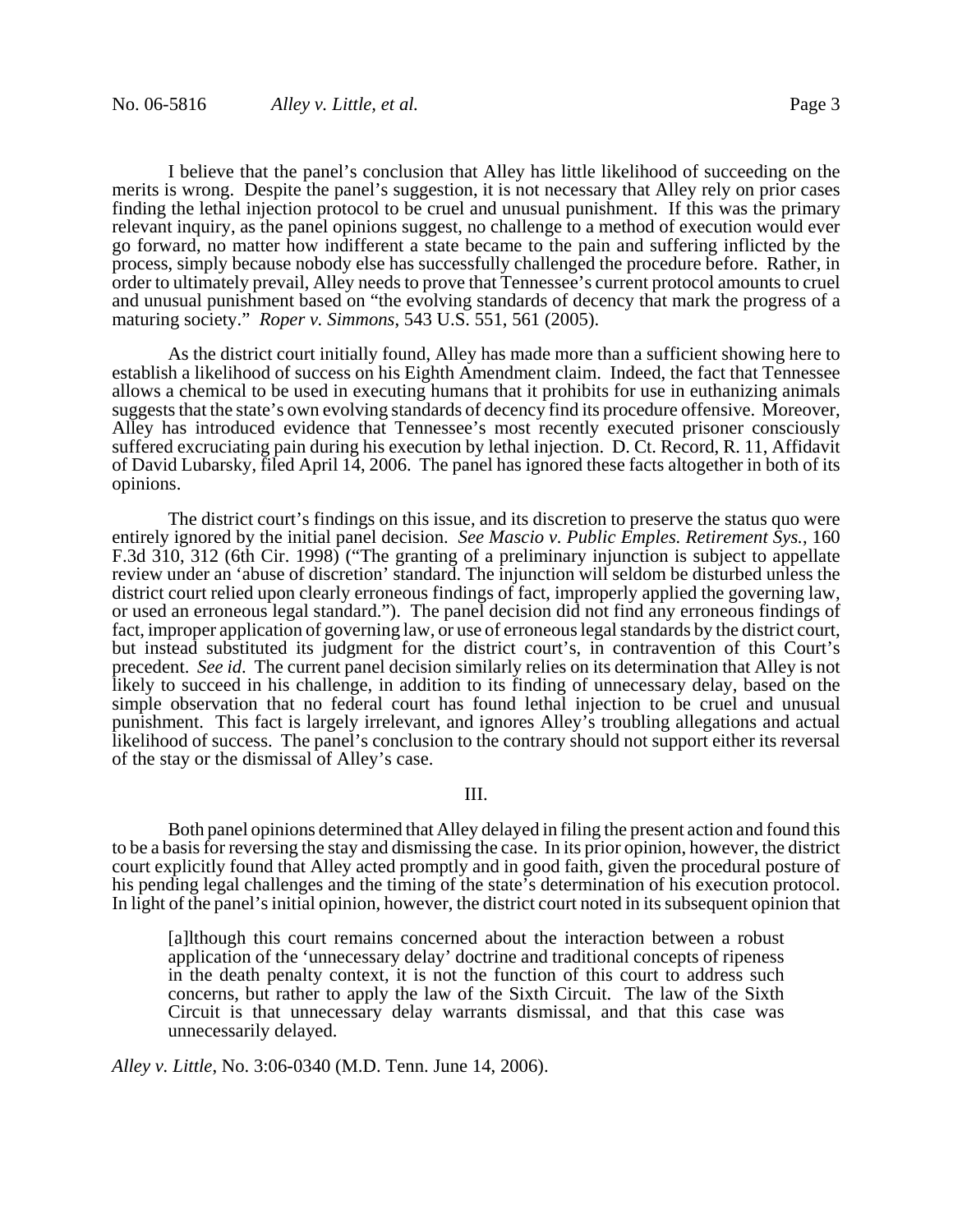I believe that the panel's conclusion that Alley has little likelihood of succeeding on the merits is wrong. Despite the panel's suggestion, it is not necessary that Alley rely on prior cases finding the lethal injection protocol to be cruel and unusual punishment. If this was the primary relevant inquiry, as the panel opinions suggest, no challenge to a method of execution would ever go forward, no matter how indifferent a state became to the pain and suffering inflicted by the process, simply because nobody else has successfully challenged the procedure before. Rather, in order to ultimately prevail, Alley needs to prove that Tennessee's current protocol amounts to cruel and unusual punishment based on "the evolving standards of decency that mark the progress of a maturing society." *Roper v. Simmons*, 543 U.S. 551, 561 (2005).

As the district court initially found, Alley has made more than a sufficient showing here to establish a likelihood of success on his Eighth Amendment claim. Indeed, the fact that Tennessee allows a chemical to be used in executing humans that it prohibits for use in euthanizing animals suggests that the state's own evolving standards of decency find its procedure offensive. Moreover, Alley has introduced evidence that Tennessee's most recently executed prisoner consciously suffered excruciating pain during his execution by lethal injection. D. Ct. Record, R. 11, Affidavit of David Lubarsky, filed April 14, 2006. The panel has ignored these facts altogether in both of its opinions.

The district court's findings on this issue, and its discretion to preserve the status quo were entirely ignored by the initial panel decision. *See Mascio v. Public Emples. Retirement Sys.*, 160 F.3d 310, 312 (6th Cir. 1998) ("The granting of a preliminary injunction is subject to appellate review under an 'abuse of discretion' standard. The injunction will seldom be disturbed unless the district court relied upon clearly erroneous findings of fact, improperly applied the governing law, or used an erroneous legal standard."). The panel decision did not find any erroneous findings of fact, improper application of governing law, or use of erroneous legal standards by the district court, but instead substituted its judgment for the district court's, in contravention of this Court's precedent. *See id*. The current panel decision similarly relies on its determination that Alley is not likely to succeed in his challenge, in addition to its finding of unnecessary delay, based on the simple observation that no federal court has found lethal injection to be cruel and unusual punishment. This fact is largely irrelevant, and ignores Alley's troubling allegations and actual likelihood of success. The panel's conclusion to the contrary should not support either its reversal of the stay or the dismissal of Alley's case.

## III.

Both panel opinions determined that Alley delayed in filing the present action and found this to be a basis for reversing the stay and dismissing the case. In its prior opinion, however, the district court explicitly found that Alley acted promptly and in good faith, given the procedural posture of his pending legal challenges and the timing of the state's determination of his execution protocol. In light of the panel's initial opinion, however, the district court noted in its subsequent opinion that

> [a]lthough this court remains concerned about the interaction between a robust application of the 'unnecessary delay' doctrine and traditional concepts of ripeness in the death penalty context, it is not the function of this court to address such concerns, but rather to apply the law of the Sixth Circuit. The law of the Sixth Circuit is that unnecessary delay warrants dismissal, and that this case was unnecessarily delayed.

*Alley v. Little*, No. 3:06-0340 (M.D. Tenn. June 14, 2006).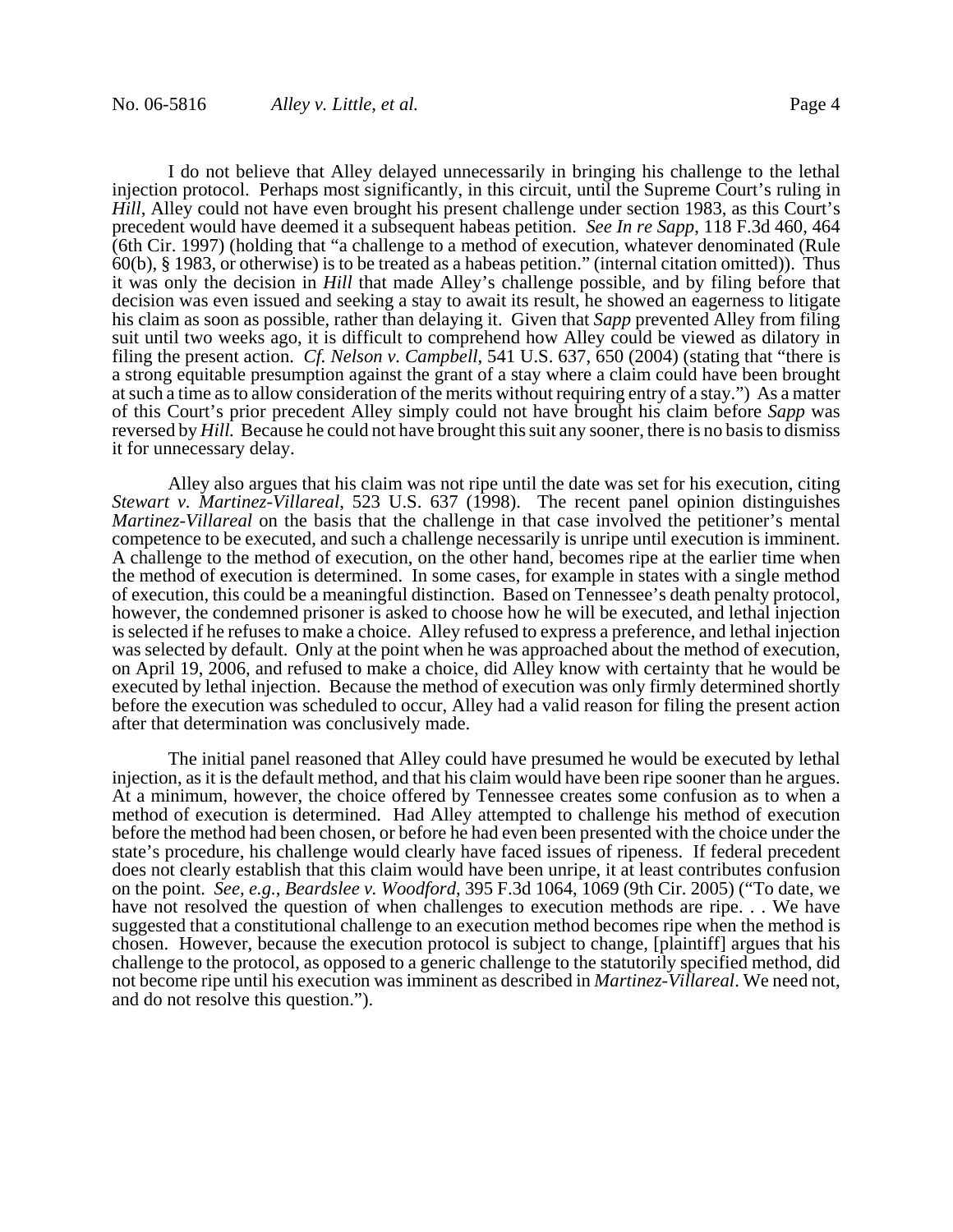I do not believe that Alley delayed unnecessarily in bringing his challenge to the lethal injection protocol. Perhaps most significantly, in this circuit, until the Supreme Court's ruling in *Hill*, Alley could not have even brought his present challenge under section 1983, as this Court's precedent would have deemed it a subsequent habeas petition. *See In re Sapp*, 118 F.3d 460, 464 (6th Cir. 1997) (holding that "a challenge to a method of execution, whatever denominated (Rule 60(b), § 1983, or otherwise) is to be treated as a habeas petition." (internal citation omitted)). Thus it was only the decision in *Hill* that made Alley's challenge possible, and by filing before that decision was even issued and seeking a stay to await its result, he showed an eagerness to litigate his claim as soon as possible, rather than delaying it. Given that *Sapp* prevented Alley from filing suit until two weeks ago, it is difficult to comprehend how Alley could be viewed as dilatory in filing the present action. *Cf. Nelson v. Campbell*, 541 U.S. 637, 650 (2004) (stating that "there is a strong equitable presumption against the grant of a stay where a claim could have been brought at such a time as to allow consideration of the merits without requiring entry of a stay.") As a matter of this Court's prior precedent Alley simply could not have brought his claim before *Sapp* was reversed by *Hill.* Because he could not have brought this suit any sooner, there is no basis to dismiss it for unnecessary delay.

Alley also argues that his claim was not ripe until the date was set for his execution, citing *Stewart v. Martinez-Villareal*, 523 U.S. 637 (1998). The recent panel opinion distinguishes *Martinez-Villareal* on the basis that the challenge in that case involved the petitioner's mental competence to be executed, and such a challenge necessarily is unripe until execution is imminent. A challenge to the method of execution, on the other hand, becomes ripe at the earlier time when the method of execution is determined. In some cases, for example in states with a single method of execution, this could be a meaningful distinction. Based on Tennessee's death penalty protocol, however, the condemned prisoner is asked to choose how he will be executed, and lethal injection is selected if he refuses to make a choice. Alley refused to express a preference, and lethal injection was selected by default. Only at the point when he was approached about the method of execution, on April 19, 2006, and refused to make a choice, did Alley know with certainty that he would be executed by lethal injection. Because the method of execution was only firmly determined shortly before the execution was scheduled to occur, Alley had a valid reason for filing the present action after that determination was conclusively made.

The initial panel reasoned that Alley could have presumed he would be executed by lethal injection, as it is the default method, and that his claim would have been ripe sooner than he argues. At a minimum, however, the choice offered by Tennessee creates some confusion as to when a method of execution is determined. Had Alley attempted to challenge his method of execution before the method had been chosen, or before he had even been presented with the choice under the state's procedure, his challenge would clearly have faced issues of ripeness. If federal precedent does not clearly establish that this claim would have been unripe, it at least contributes confusion on the point. *See, e.g.*, *Beardslee v. Woodford*, 395 F.3d 1064, 1069 (9th Cir. 2005) ("To date, we have not resolved the question of when challenges to execution methods are ripe. . . We have suggested that a constitutional challenge to an execution method becomes ripe when the method is chosen. However, because the execution protocol is subject to change, [plaintiff] argues that his challenge to the protocol, as opposed to a generic challenge to the statutorily specified method, did not become ripe until his execution was imminent as described in *Martinez-Villareal*. We need not, and do not resolve this question.").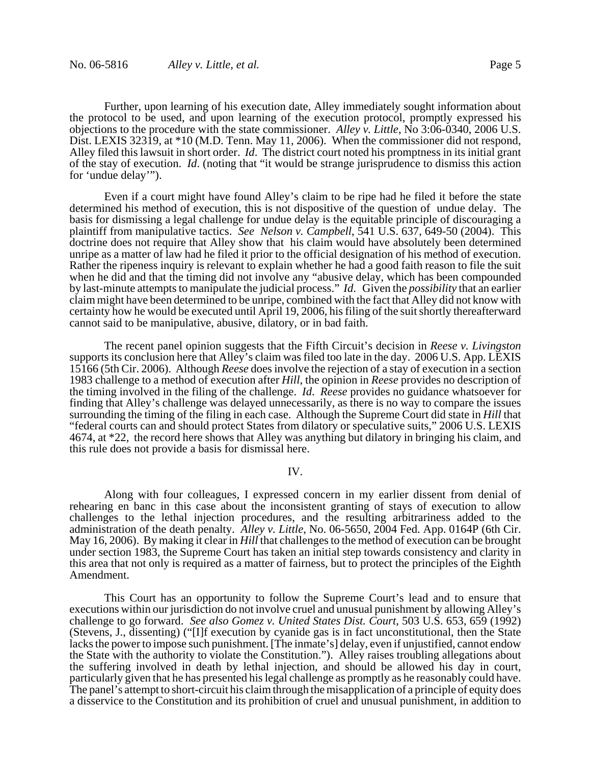Further, upon learning of his execution date, Alley immediately sought information about the protocol to be used, and upon learning of the execution protocol, promptly expressed his objections to the procedure with the state commissioner. *Alley v. Little*, No 3:06-0340, 2006 U.S. Dist. LEXIS 32319, at *10 (M.D. Tenn. May 11, 2006). When the commissioner did not respond, Alley filed this lawsuit in short order. *Id*. The district court noted his promptness in its initial grant of the stay of execution. *Id*. (noting that "it would be strange jurisprudence to dismiss this action for 'undue delay'").

Even if a court might have found Alley's claim to be ripe had he filed it before the state determined his method of execution, this is not dispositive of the question of undue delay. The basis for dismissing a legal challenge for undue delay is the equitable principle of discouraging a plaintiff from manipulative tactics. *See Nelson v. Campbell*, 541 U.S. 637, 649-50 (2004). This doctrine does not require that Alley show that his claim would have absolutely been determined unripe as a matter of law had he filed it prior to the official designation of his method of execution. Rather the ripeness inquiry is relevant to explain whether he had a good faith reason to file the suit when he did and that the timing did not involve any "abusive delay, which has been compounded by last-minute attempts to manipulate the judicial process." *Id*. Given the *possibility* that an earlier claim might have been determined to be unripe, combined with the fact that Alley did not know with certainty how he would be executed until April 19, 2006, his filing of the suit shortly thereafterward cannot said to be manipulative, abusive, dilatory, or in bad faith.

The recent panel opinion suggests that the Fifth Circuit's decision in *Reese v. Livingston* supports its conclusion here that Alley's claim was filed too late in the day. 2006 U.S. App. LEXIS 15166 (5th Cir. 2006). Although *Reese* does involve the rejection of a stay of execution in a section 1983 challenge to a method of execution after *Hill*, the opinion in *Reese* provides no description of the timing involved in the filing of the challenge. *Id*. *Reese* provides no guidance whatsoever for finding that Alley's challenge was delayed unnecessarily, as there is no way to compare the issues surrounding the timing of the filing in each case. Although the Supreme Court did state in *Hill* that "federal courts can and should protect States from dilatory or speculative suits," 2006 U.S. LEXIS 4674, at *22, the record here shows that Alley was anything but dilatory in bringing his claim, and this rule does not provide a basis for dismissal here.

## IV.

Along with four colleagues, I expressed concern in my earlier dissent from denial of rehearing en banc in this case about the inconsistent granting of stays of execution to allow challenges to the lethal injection procedures, and the resulting arbitrariness added to the administration of the death penalty. *Alley v. Little*, No. 06-5650, 2004 Fed. App. 0164P (6th Cir. May 16, 2006). By making it clear in *Hill* that challenges to the method of execution can be brought under section 1983, the Supreme Court has taken an initial step towards consistency and clarity in this area that not only is required as a matter of fairness, but to protect the principles of the Eighth Amendment.

This Court has an opportunity to follow the Supreme Court's lead and to ensure that executions within our jurisdiction do not involve cruel and unusual punishment by allowing Alley's challenge to go forward. *See also Gomez v. United States Dist. Court*, 503 U.S. 653, 659 (1992) (Stevens, J., dissenting) ("[I]f execution by cyanide gas is in fact unconstitutional, then the State lacks the power to impose such punishment. [The inmate's] delay, even if unjustified, cannot endow the State with the authority to violate the Constitution."). Alley raises troubling allegations about the suffering involved in death by lethal injection, and should be allowed his day in court, particularly given that he has presented his legal challenge as promptly as he reasonably could have. The panel's attempt to short-circuit his claim through the misapplication of a principle of equity does a disservice to the Constitution and its prohibition of cruel and unusual punishment, in addition to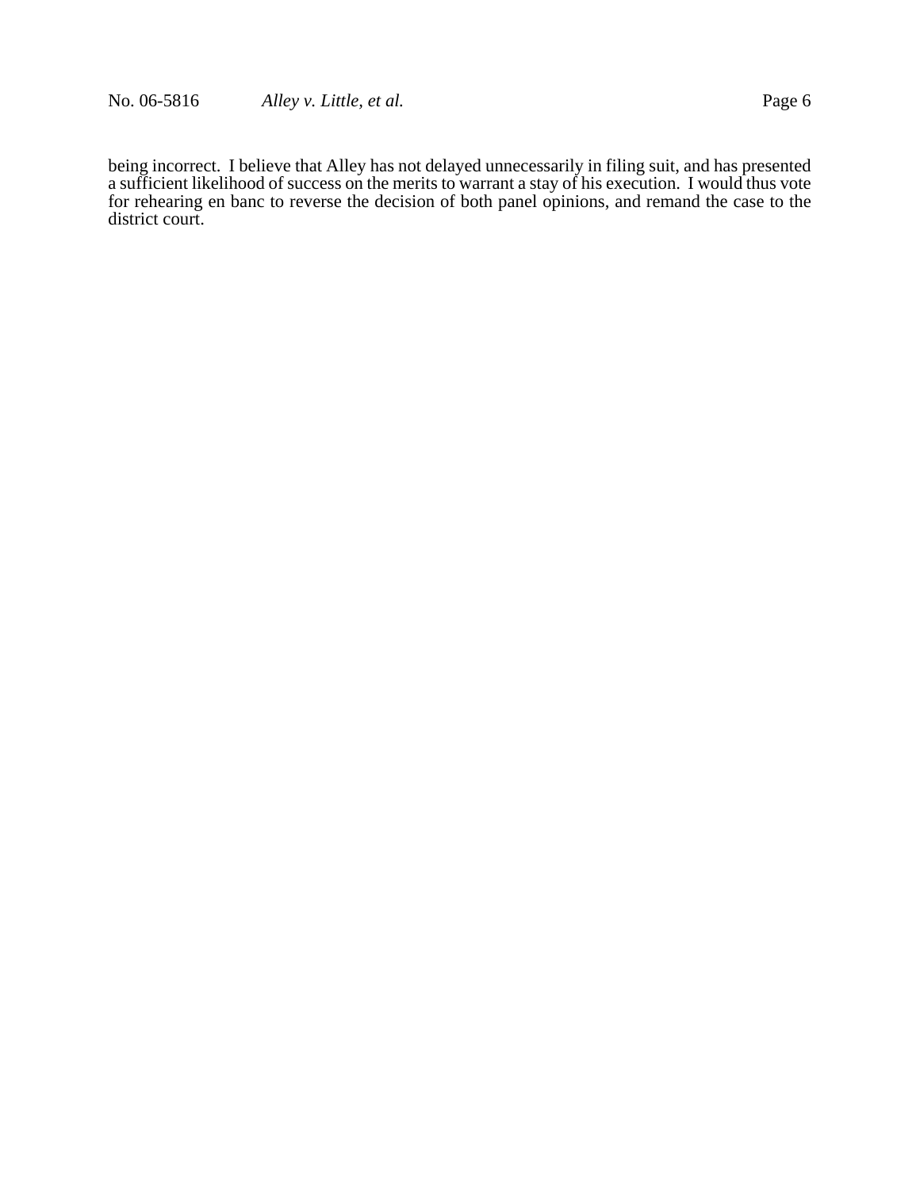being incorrect. I believe that Alley has not delayed unnecessarily in filing suit, and has presented a sufficient likelihood of success on the merits to warrant a stay of his execution. I would thus vote for rehearing en banc to reverse the decision of both panel opinions, and remand the case to the district court.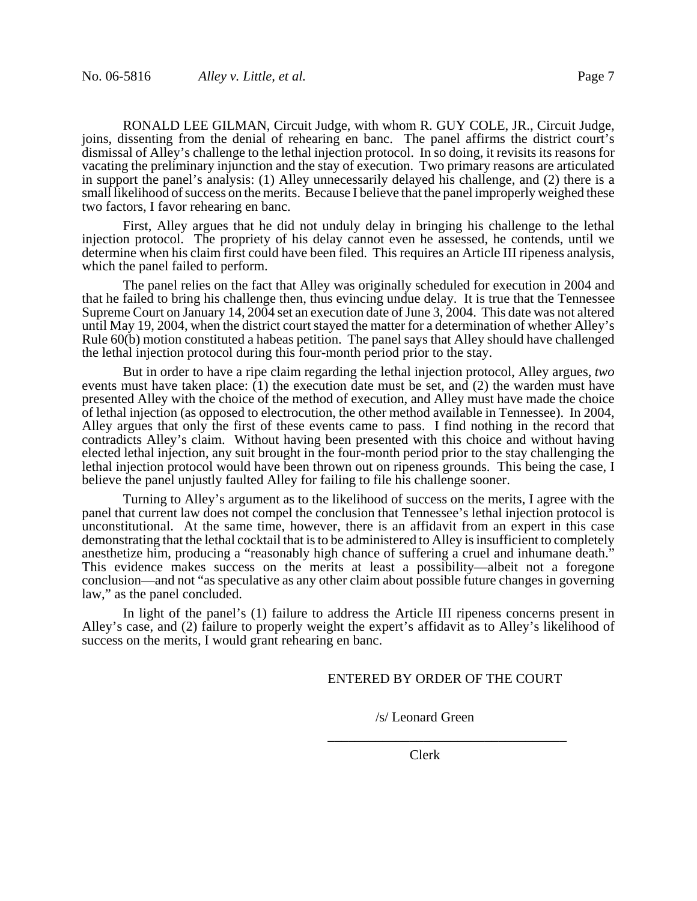RONALD LEE GILMAN, Circuit Judge, with whom R. GUY COLE, JR., Circuit Judge, joins, dissenting from the denial of rehearing en banc. The panel affirms the district court's dismissal of Alley's challenge to the lethal injection protocol. In so doing, it revisits its reasons for vacating the preliminary injunction and the stay of execution. Two primary reasons are articulated in support the panel's analysis: (1) Alley unnecessarily delayed his challenge, and (2) there is a small likelihood of success on the merits. Because I believe that the panel improperly weighed these two factors, I favor rehearing en banc.

First, Alley argues that he did not unduly delay in bringing his challenge to the lethal injection protocol. The propriety of his delay cannot even he assessed, he contends, until we determine when his claim first could have been filed. This requires an Article III ripeness analysis, which the panel failed to perform.

The panel relies on the fact that Alley was originally scheduled for execution in 2004 and that he failed to bring his challenge then, thus evincing undue delay. It is true that the Tennessee Supreme Court on January 14, 2004 set an execution date of June 3, 2004. This date was not altered until May 19, 2004, when the district court stayed the matter for a determination of whether Alley's Rule 60(b) motion constituted a habeas petition. The panel says that Alley should have challenged the lethal injection protocol during this four-month period prior to the stay.

But in order to have a ripe claim regarding the lethal injection protocol, Alley argues, *two* events must have taken place: (1) the execution date must be set, and (2) the warden must have presented Alley with the choice of the method of execution, and Alley must have made the choice of lethal injection (as opposed to electrocution, the other method available in Tennessee). In 2004, Alley argues that only the first of these events came to pass. I find nothing in the record that contradicts Alley's claim. Without having been presented with this choice and without having elected lethal injection, any suit brought in the four-month period prior to the stay challenging the lethal injection protocol would have been thrown out on ripeness grounds. This being the case, I believe the panel unjustly faulted Alley for failing to file his challenge sooner.

Turning to Alley's argument as to the likelihood of success on the merits, I agree with the panel that current law does not compel the conclusion that Tennessee's lethal injection protocol is unconstitutional. At the same time, however, there is an affidavit from an expert in this case demonstrating that the lethal cocktail that is to be administered to Alley is insufficient to completely anesthetize him, producing a "reasonably high chance of suffering a cruel and inhumane death." This evidence makes success on the merits at least a possibility—albeit not a foregone conclusion—and not "as speculative as any other claim about possible future changes in governing law," as the panel concluded.

In light of the panel's (1) failure to address the Article III ripeness concerns present in Alley's case, and (2) failure to properly weight the expert's affidavit as to Alley's likelihood of success on the merits, I would grant rehearing en banc.

ENTERED BY ORDER OF THE COURT

/s/ Leonard Green

\_\_\_\_\_\_\_\_\_\_\_\_\_\_\_\_\_\_\_\_\_\_\_\_\_\_\_\_\_\_\_\_\_\_\_\_\_

Clerk